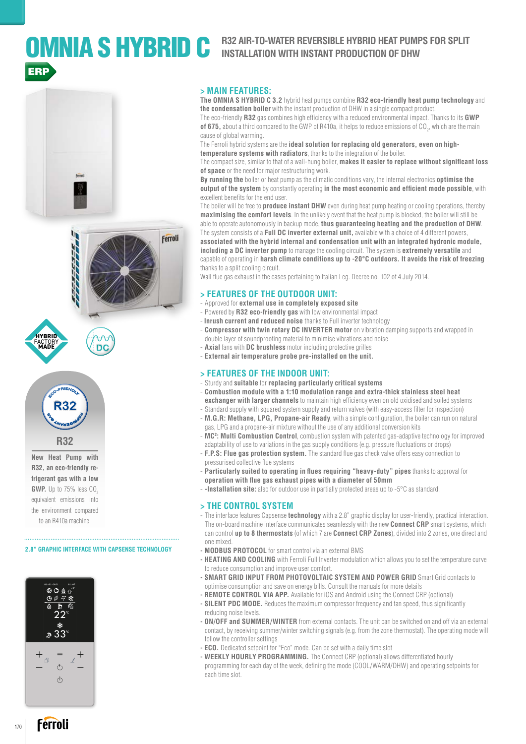# OMNIA S HYBRID C

## R32 AIR-TO-WATER REVERSIBLE HYBRID HEAT PUMPS FOR SPLIT INSTALLATION WITH INSTANT PRODUCTION OF DHW

ERP

HYBRID FACTORY MADE

DC

R32

New Heat Pump with R32, an eco-friendly refrigerant gas with a low GWP. Up to 75% less $CO_2$ equivalent emissions into the environment compared to an R410a machine.

2.8" GRAPHIC INTERFACE WITH CAPSENSE TECHNOLOGY

## > MAIN FEATURES:

The **OMNIA S HYBRID C 3.2** hybrid heat pumps combine **R32 eco-friendly heat pump technology** and **the condensation boiler** with the instant production of DHW in a single compact product.

The eco-friendly **R32** gas combines high efficiency with a reduced environmental impact. Thanks to its **GWP of 675,** about a third compared to the GWP of R410a, it helps to reduce emissions of $CO_2$, which are the main cause of global warming.

The Ferroli hybrid systems are the **ideal solution for replacing old generators, even on high-temperature systems with radiators**, thanks to the integration of the boiler.

The compact size, similar to that of a wall-hung boiler, **makes it easier to replace without significant loss of space** or the need for major restructuring work.

**By running the** boiler or heat pump as the climatic conditions vary, the internal electronics **optimise the output of the system** by constantly operating **in the most economic and efficient mode possible**, with excellent benefits for the end user.

The boiler will be free to **produce instant DHW** even during heat pump heating or cooling operations, thereby **maximising the comfort levels**. In the unlikely event that the heat pump is blocked, the boiler will still be able to operate autonomously in backup mode, **thus guaranteeing heating and the production of DHW**.

The system consists of a **Full DC inverter external unit,** available with a choice of 4 different powers, **associated with the hybrid internal and condensation unit with an integrated hydronic module, including a DC inverter pump** to manage the cooling circuit. The system is **extremely versatile** and capable of operating in **harsh climate conditions up to -20°C outdoors. It avoids the risk of freezing** thanks to a split cooling circuit.

Wall flue gas exhaust in the cases pertaining to Italian Leg. Decree no. 102 of 4 July 2014.

## > FEATURES OF THE OUTDOOR UNIT:

- Approved for **external use in completely exposed site**
- Powered by **R32 eco-friendly gas** with low environmental impact
- **Inrush current and reduced noise** thanks to Full inverter technology
- **Compressor with twin rotary DC INVERTER motor** on vibration damping supports and wrapped in double layer of soundproofing material to minimise vibrations and noise
- **Axial** fans with **DC brushless** motor including protective grilles
- **External air temperature probe pre-installed on the unit.**

## > FEATURES OF THE INDOOR UNIT:

- Sturdy and **suitable** for **replacing particularly critical systems**
- **Combustion module with a 1:10 modulation range and extra-thick stainless steel heat exchanger with larger channels** to maintain high efficiency even on old oxidised and soiled systems
- Standard supply with squared system supply and return valves (with easy-access filter for inspection)
- **M.G.R: Methane, LPG, Propane-air Ready**, with a simple configuration, the boiler can run on natural gas, LPG and a propane-air mixture without the use of any additional conversion kits
- **MC²: Multi Combustion Control**, combustion system with patented gas-adaptive technology for improved adaptability of use to variations in the gas supply conditions (e.g. pressure fluctuations or drops)
- **F.P.S: Flue gas protection system.** The standard flue gas check valve offers easy connection to pressurised collective flue systems
- **Particularly suited to operating in flues requiring "heavy-duty" pipes** thanks to approval for **operation with flue gas exhaust pipes with a diameter of 50mm**
- **-Installation site:** also for outdoor use in partially protected areas up to -5°C as standard.

## > THE CONTROL SYSTEM

- The interface features Capsense **technology** with a 2.8" graphic display for user-friendly, practical interaction. The on-board machine interface communicates seamlessly with the new **Connect CRP** smart systems, which can control **up to 8 thermostats** (of which 7 are **Connect CRP Zones**), divided into 2 zones, one direct and one mixed.
- **MODBUS PROTOCOL** for smart control via an external BMS
- **HEATING AND COOLING** with Ferroli Full Inverter modulation which allows you to set the temperature curve to reduce consumption and improve user comfort.
- **SMART GRID INPUT FROM PHOTOVOLTAIC SYSTEM AND POWER GRID** Smart Grid contacts to optimise consumption and save on energy bills. Consult the manuals for more details
- **REMOTE CONTROL VIA APP.** Available for iOS and Android using the Connect CRP (optional)
- **SILENT PDC MODE.** Reduces the maximum compressor frequency and fan speed, thus significantly reducing noise levels.
- **ON/OFF and SUMMER/WINTER** from external contacts. The unit can be switched on and off via an external contact, by receiving summer/winter switching signals (e.g. from the zone thermostat). The operating mode will follow the controller settings
- **ECO.** Dedicated setpoint for "Eco" mode. Can be set with a daily time slot
- **WEEKLY HOURLY PROGRAMMING.** The Connect CRP (optional) allows differentiated hourly programming for each day of the week, defining the mode (COOL/WARM/DHW) and operating setpoints for each time slot.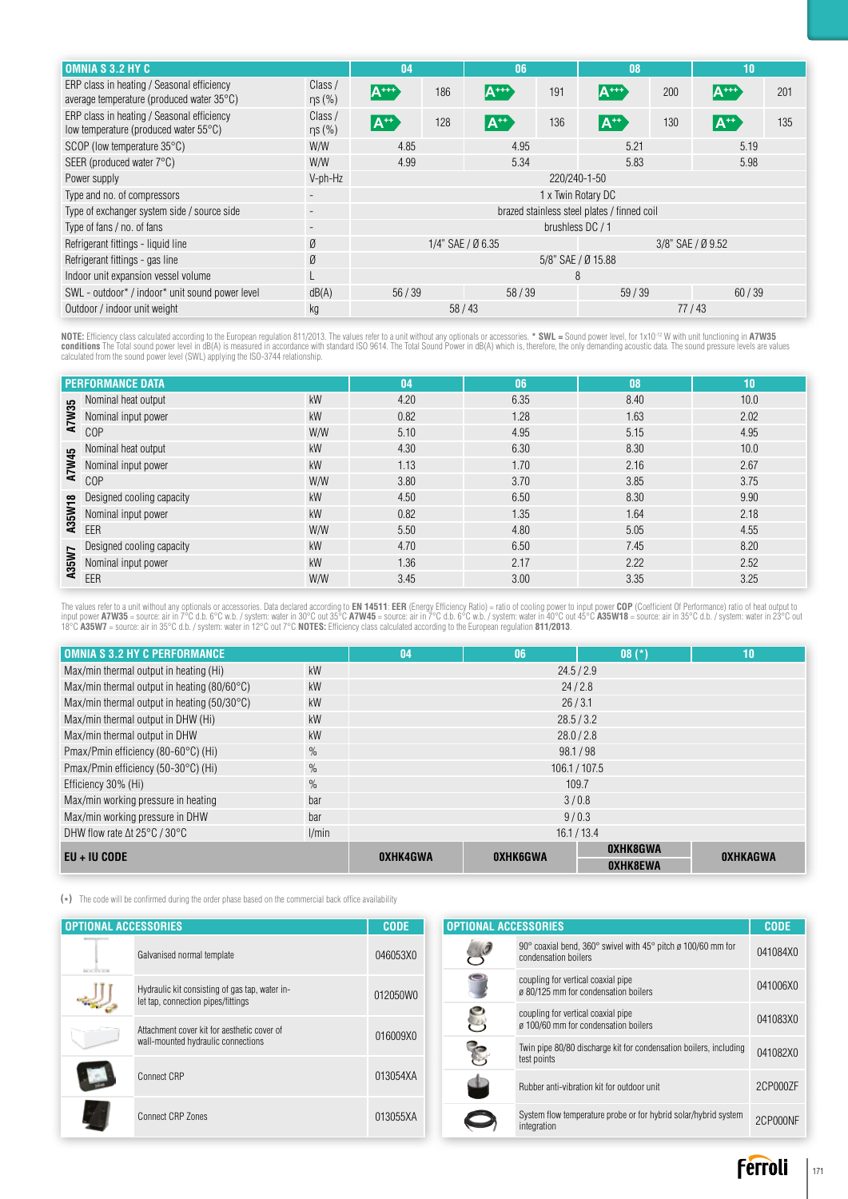| OMNIA S 3.2 HY C | | 04 | | 06 | | 08 | | 10 | |
|---|---|---|---|---|---|---|---|---|---|
| ERP class in heating / Seasonal efficiency average temperature (produced water 35°C) | Class / ηs (%) | A+++ | 186 | A+++ | 191 | A+++ | 200 | A+++ | 201 |
| ERP class in heating / Seasonal efficiency low temperature (produced water 55°C) | Class / ηs (%) | A++ | 128 | A++ | 136 | A++ | 130 | A++ | 135 |
| SCOP (low temperature 35°C) | W/W | 4.85 | | 4.95 | | 5.21 | | 5.19 | |
| SEER (produced water 7°C) | W/W | 4.99 | | 5.34 | | 5.83 | | 5.98 | |
| Power supply | V-ph-Hz | 220/240-1-50 | | | | | | | |
| Type and no. of compressors | - | 1 x Twin Rotary DC | | | | | | | |
| Type of exchanger system side / source side | - | brazed stainless steel plates / finned coil | | | | | | | |
| Type of fans / no. of fans | - | brushless DC / 1 | | | | | | | |
| Refrigerant fittings - liquid line | Ø | 1/4" SAE / Ø 6.35 | | | | 3/8" SAE / Ø 9.52 | | | |
| Refrigerant fittings - gas line | Ø | 5/8" SAE / Ø 15.88 | | | | | | | |
| Indoor unit expansion vessel volume | L | 8 | | | | | | | |
| SWL - outdoor* / indoor* unit sound power level | dB(A) | 56 / 39 | | 58 / 39 | | 59 / 39 | | 60 / 39 | |
| Outdoor / indoor unit weight | kg | 58 / 43 | | | | 77 / 43 | | | |

**NOTE:** Efficiency class calculated according to the European regulation 811/2013. The values refer to a unit without any optionals or accessories. * **SWL** = Sound power level, for 1x10⁻¹² W with unit functioning in **A7W35 conditions** The Total sound power level in dB(A) is measured in accordance with standard ISO 9614. The Total Sound Power in dB(A) which is, therefore, the only demanding acoustic data. The sound pressure levels are values calculated from the sound power level (SWL) applying the ISO-3744 relationship.

| PERFORMANCE DATA | | | 04 | 06 | 08 | 10 |
|---|---|---|---|---|---|---|
| A7W35 | Nominal heat output | kW | 4.20 | 6.35 | 8.40 | 10.0 |
| | Nominal input power | kW | 0.82 | 1.28 | 1.63 | 2.02 |
| | COP | W/W | 5.10 | 4.95 | 5.15 | 4.95 |
| A7W45 | Nominal heat output | kW | 4.30 | 6.30 | 8.30 | 10.0 |
| | Nominal input power | kW | 1.13 | 1.70 | 2.16 | 2.67 |
| | COP | W/W | 3.80 | 3.70 | 3.85 | 3.75 |
| A35W18 | Designed cooling capacity | kW | 4.50 | 6.50 | 8.30 | 9.90 |
| | Nominal input power | kW | 0.82 | 1.35 | 1.64 | 2.18 |
| | EER | W/W | 5.50 | 4.80 | 5.05 | 4.55 |
| A35W7 | Designed cooling capacity | kW | 4.70 | 6.50 | 7.45 | 8.20 |
| | Nominal input power | kW | 1.36 | 2.17 | 2.22 | 2.52 |
| | EER | W/W | 3.45 | 3.00 | 3.35 | 3.25 |

The values refer to a unit without any optionals or accessories. Data declared according to **EN 14511**: **EER** (Energy Efficiency Ratio) = ratio of cooling power to input power **COP** (Coefficient Of Performance) ratio of heat output to input power **A7W35** = source: air in 7°C d.b. 6°C w.b. / system: water in 30°C out 35°C **A7W45** = source: air in 7°C d.b. 6°C w.b. / system: water in 40°C out 45°C **A35W18** = source: air in 35°C d.b. / system: water in 23°C out 18°C **A35W7** = source: air in 35°C d.b. / system: water in 12°C out 7°C **NOTES:** Efficiency class calculated according to the European regulation **811/2013**.

| OMNIA S 3.2 HY C PERFORMANCE | | 04 | 06 | 08 (*) | 10 |
|---|---|---|---|---|---|
| Max/min thermal output in heating (Hi) | kW | 24.5 / 2.9 | | | |
| Max/min thermal output in heating (80/60°C) | kW | 24 / 2.8 | | | |
| Max/min thermal output in heating (50/30°C) | kW | 26 / 3.1 | | | |
| Max/min thermal output in DHW (Hi) | kW | 28.5 / 3.2 | | | |
| Max/min thermal output in DHW | kW | 28.0 / 2.8 | | | |
| Pmax/Pmin efficiency (80-60°C) (Hi) | % | 98.1 / 98 | | | |
| Pmax/Pmin efficiency (50-30°C) (Hi) | % | 106.1 / 107.5 | | | |
| Efficiency 30% (Hi) | % | 109.7 | | | |
| Max/min working pressure in heating | bar | 3 / 0.8 | | | |
| Max/min working pressure in DHW | bar | 9 / 0.3 | | | |
| DHW flow rate Δt 25°C / 30°C | l/min | 16.1 / 13.4 | | | |
| **EU + IU CODE** | | **0XHK4GWA** | **0XHK6GWA** | **0XHK8GWA** / **0XHK8EWA** | **0XHKAGWA** |

(*) The code will be confirmed during the order phase based on the commercial back office availability

| OPTIONAL ACCESSORIES | CODE |
|---|---|
| Galvanised normal template | 046053X0 |
| Hydraulic kit consisting of gas tap, water inlet tap, connection pipes/fittings | 012050W0 |
| Attachment cover kit for aesthetic cover of wall-mounted hydraulic connections | 016009X0 |
| Connect CRP | 013054XA |
| Connect CRP Zones | 013055XA |

| OPTIONAL ACCESSORIES | CODE |
|---|---|
| 90° coaxial bend, 360° swivel with 45° pitch ø 100/60 mm for condensation boilers | 041084X0 |
| coupling for vertical coaxial pipe ø 80/125 mm for condensation boilers | 041006X0 |
| coupling for vertical coaxial pipe ø 100/60 mm for condensation boilers | 041083X0 |
| Twin pipe 80/80 discharge kit for condensation boilers, including test points | 041082X0 |
| Rubber anti-vibration kit for outdoor unit | 2CP000ZF |
| System flow temperature probe or for hybrid solar/hybrid system integration | 2CP000NF |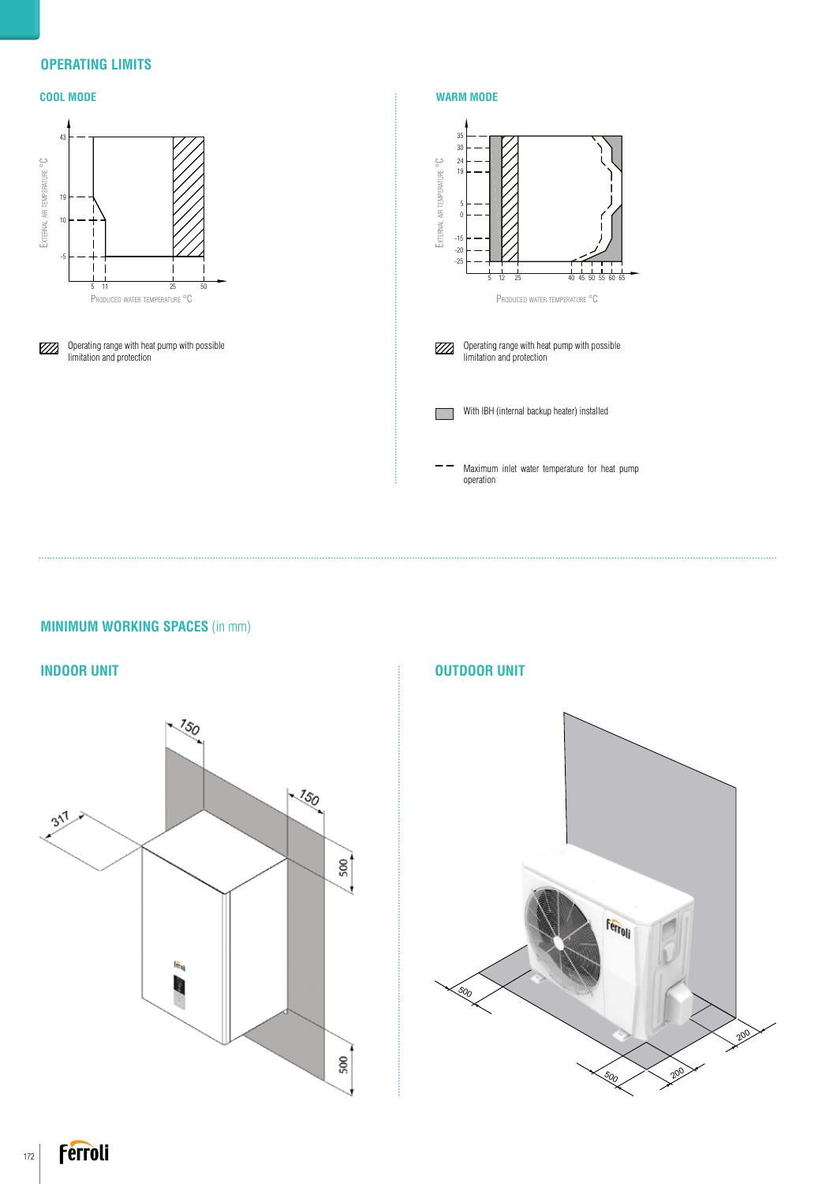## OPERATING LIMITS

### COOL MODE

Operating range with heat pump with possible limitation and protection

### WARM MODE

Operating range with heat pump with possible limitation and protection

With IBH (internal backup heater) installed

Maximum inlet water temperature for heat pump operation

## MINIMUM WORKING SPACES (in mm)

### INDOOR UNIT

### OUTDOOR UNIT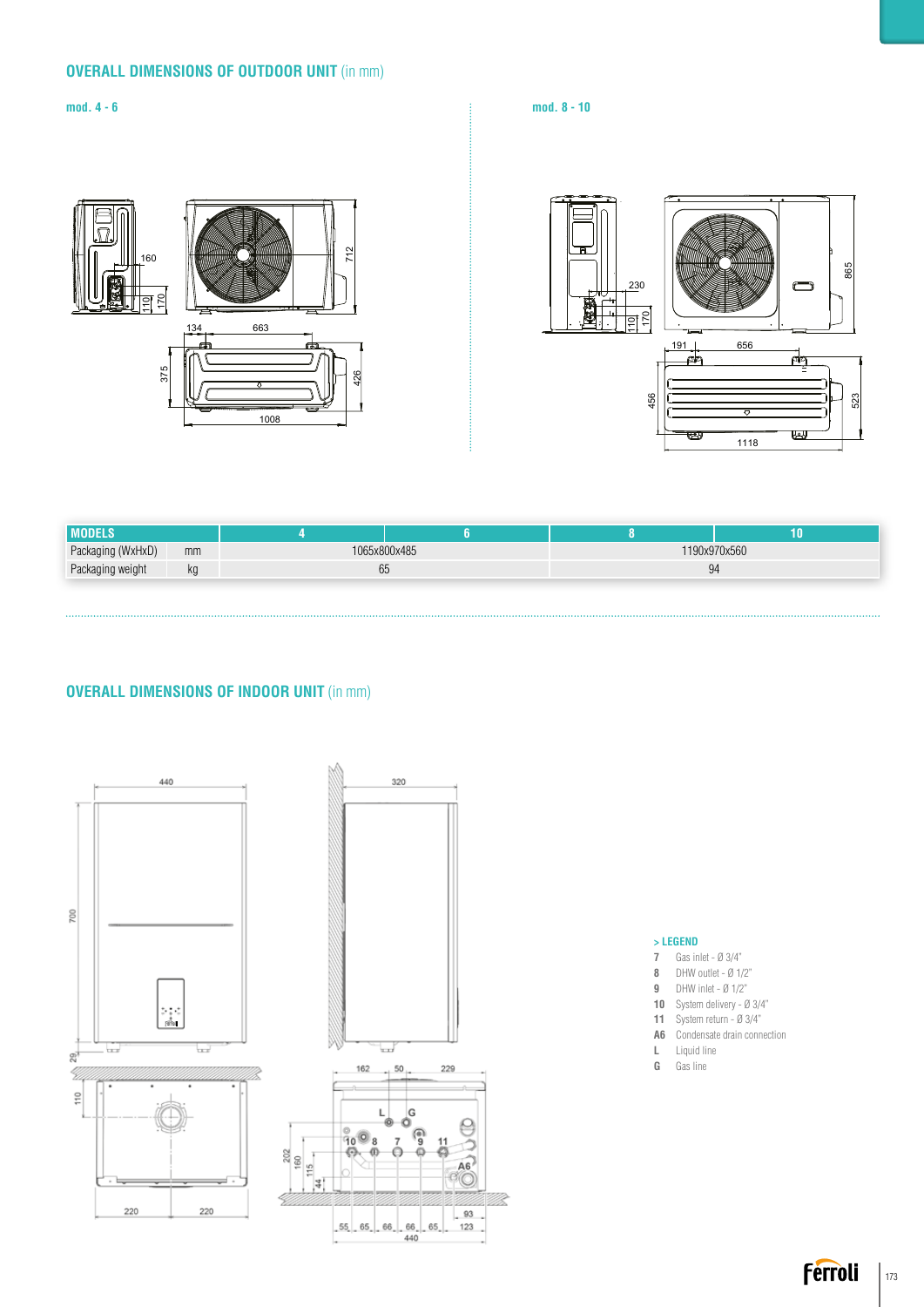## OVERALL DIMENSIONS OF OUTDOOR UNIT (in mm)

mod. 4 - 6

160
110
170
712
134
663
375
426
1008

mod. 8 - 10

230
110
170
865
191
656
456
523
1118

| MODELS | | 4 | 6 | 8 | 10 |
|---|---|---|---|---|---|
| Packaging (WxHxD) | mm | 1065x800x485 | | 1190x970x560 | |
| Packaging weight | kg | 65 | | 94 | |

## OVERALL DIMENSIONS OF INDOOR UNIT (in mm)

440
700
320
29
110
220
220
162
50
229
202
160
115
44
55
65
66
66
65
93
123
440

L G 10 8 7 9 11 A6

**> LEGEND**

- **7** Gas inlet - Ø 3/4"
- **8** DHW outlet - Ø 1/2"
- **9** DHW inlet - Ø 1/2"
- **10** System delivery - Ø 3/4"
- **11** System return - Ø 3/4"
- **A6** Condensate drain connection
- **L** Liquid line
- **G** Gas line